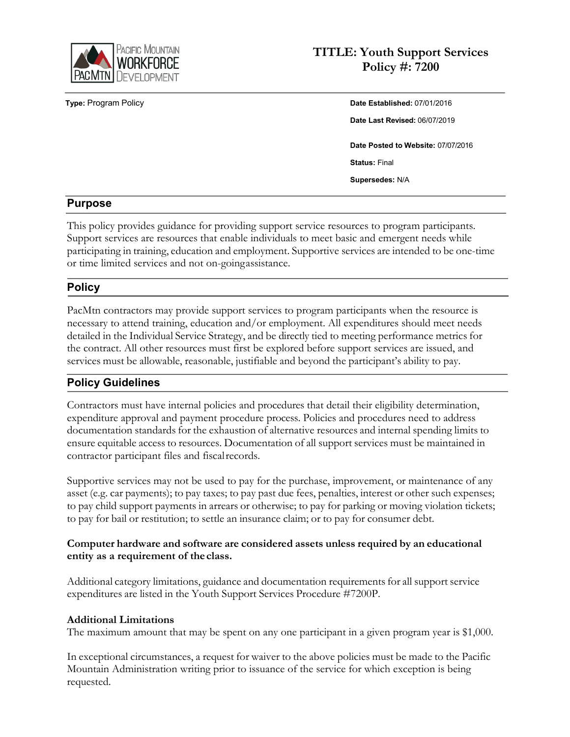# TITLE: Youth Support Services
# Policy #: 7200

**Type:** Program Policy

**Date Established:** 07/01/2016

**Date Last Revised:** 06/07/2019

**Date Posted to Website:** 07/07/2016

**Status:** Final

**Supersedes:** N/A

## Purpose

This policy provides guidance for providing support service resources to program participants. Support services are resources that enable individuals to meet basic and emergent needs while participating in training, education and employment. Supportive services are intended to be one-time or time limited services and not on-going assistance.

## Policy

PacMtn contractors may provide support services to program participants when the resource is necessary to attend training, education and/or employment. All expenditures should meet needs detailed in the Individual Service Strategy, and be directly tied to meeting performance metrics for the contract. All other resources must first be explored before support services are issued, and services must be allowable, reasonable, justifiable and beyond the participant's ability to pay.

## Policy Guidelines

Contractors must have internal policies and procedures that detail their eligibility determination, expenditure approval and payment procedure process. Policies and procedures need to address documentation standards for the exhaustion of alternative resources and internal spending limits to ensure equitable access to resources. Documentation of all support services must be maintained in contractor participant files and fiscal records.

Supportive services may not be used to pay for the purchase, improvement, or maintenance of any asset (e.g. car payments); to pay taxes; to pay past due fees, penalties, interest or other such expenses; to pay child support payments in arrears or otherwise; to pay for parking or moving violation tickets; to pay for bail or restitution; to settle an insurance claim; or to pay for consumer debt.

**Computer hardware and software are considered assets unless required by an educational entity as a requirement of the class.**

Additional category limitations, guidance and documentation requirements for all support service expenditures are listed in the Youth Support Services Procedure #7200P.

**Additional Limitations**
The maximum amount that may be spent on any one participant in a given program year is $1,000.

In exceptional circumstances, a request for waiver to the above policies must be made to the Pacific Mountain Administration writing prior to issuance of the service for which exception is being requested.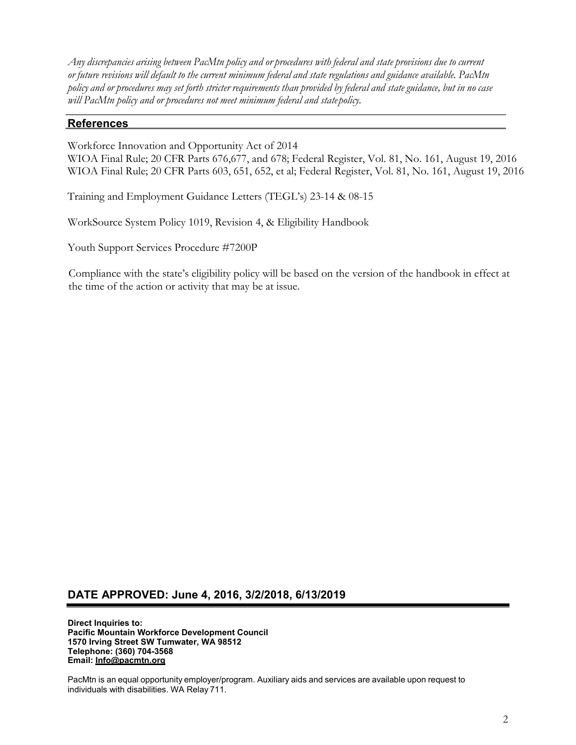*Any discrepancies arising between PacMtn policy and or procedures with federal and state provisions due to current or future revisions will default to the current minimum federal and state regulations and guidance available. PacMtn policy and or procedures may set forth stricter requirements than provided by federal and state guidance, but in no case will PacMtn policy and or procedures not meet minimum federal and state policy.*

## References

Workforce Innovation and Opportunity Act of 2014
WIOA Final Rule; 20 CFR Parts 676,677, and 678; Federal Register, Vol. 81, No. 161, August 19, 2016
WIOA Final Rule; 20 CFR Parts 603, 651, 652, et al; Federal Register, Vol. 81, No. 161, August 19, 2016

Training and Employment Guidance Letters (TEGL's) 23-14 & 08-15

WorkSource System Policy 1019, Revision 4, & Eligibility Handbook

Youth Support Services Procedure #7200P

Compliance with the state's eligibility policy will be based on the version of the handbook in effect at the time of the action or activity that may be at issue.

## DATE APPROVED: June 4, 2016, 3/2/2018, 6/13/2019

**Direct Inquiries to:**
**Pacific Mountain Workforce Development Council**
**1570 Irving Street SW Tumwater, WA 98512**
**Telephone: (360) 704-3568**
**Email: Info@pacmtn.org**

PacMtn is an equal opportunity employer/program. Auxiliary aids and services are available upon request to individuals with disabilities. WA Relay 711.